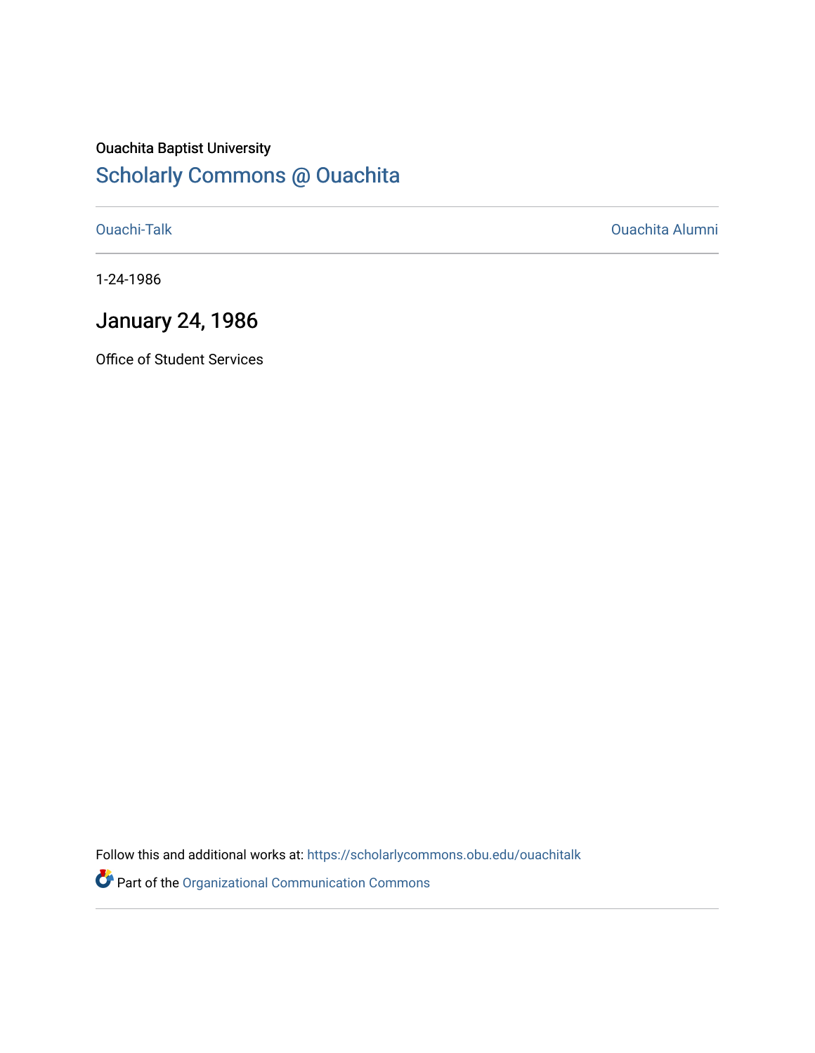Ouachita Baptist University

# Scholarly Commons @ Ouachita

Ouachi-Talk | Ouachita Alumni

1-24-1986

## January 24, 1986

Office of Student Services

Follow this and additional works at: https://scholarlycommons.obu.edu/ouachitalk

Part of the Organizational Communication Commons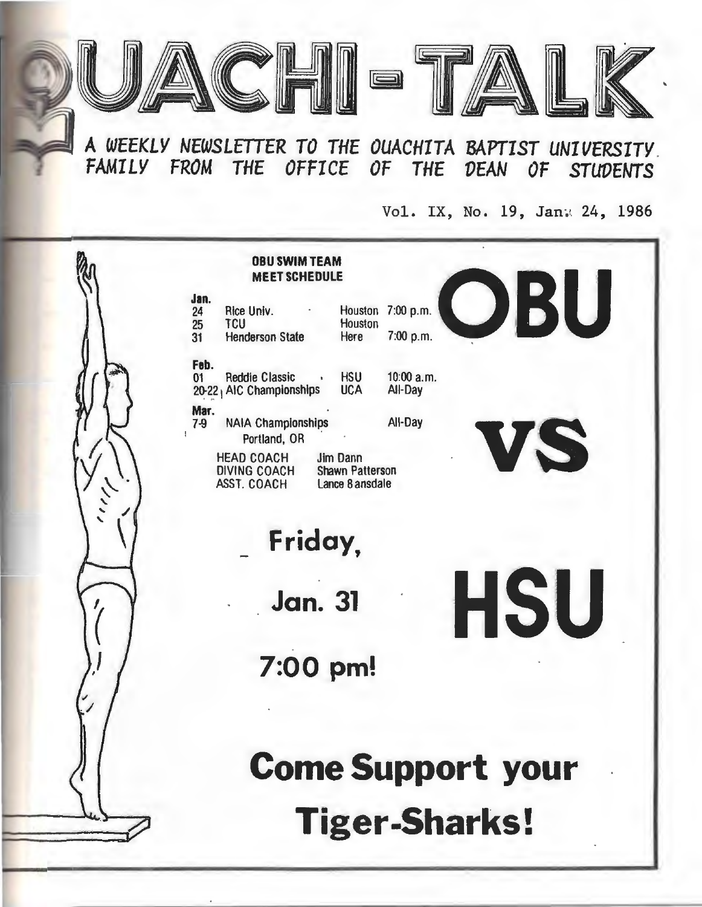# OUACHI-TALK

*A WEEKLY NEWSLETTER TO THE OUACHITA BAPTIST UNIVERSITY FAMILY FROM THE OFFICE OF THE DEAN OF STUDENTS*

Vol. IX, No. 19, Jan. 24, 1986

## OBU SWIM TEAM MEET SCHEDULE

| Date | Opponent | Location | Time |
|---|---|---|---|
| **Jan.** | | | |
| 24 | Rice Univ. | Houston | 7:00 p.m. |
| 25 | TCU | Houston | |
| 31 | Henderson State | Here | 7:00 p.m. |
| **Feb.** | | | |
| 01 | Reddie Classic | HSU | 10:00 a.m. |
| 20-22 | AIC Championships | UCA | All-Day |
| **Mar.** | | | |
| 7-9 | NAIA Championships Portland, OR | | All-Day |

HEAD COACH Jim Dann
DIVING COACH Shawn Patterson
ASST. COACH Lance Bansdale

# OBU VS HSU

## Friday, Jan. 31

## 7:00 pm!

# Come Support your Tiger-Sharks!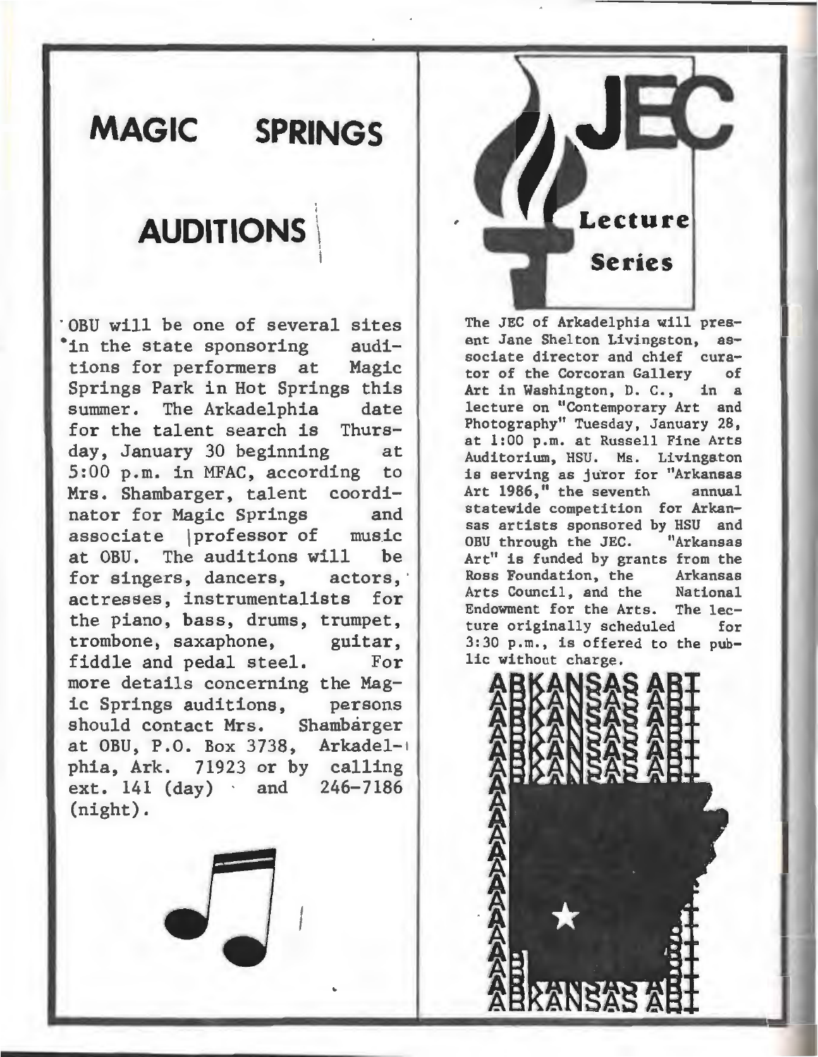# MAGIC SPRINGS

## AUDITIONS

OBU will be one of several sites in the state sponsoring auditions for performers at Magic Springs Park in Hot Springs this summer. The Arkadelphia date for the talent search is Thursday, January 30 beginning at 5:00 p.m. in MFAC, according to Mrs. Shambarger, talent coordinator for Magic Springs and associate professor of music at OBU. The auditions will be for singers, dancers, actors, actresses, instrumentalists for the piano, bass, drums, trumpet, trombone, saxaphone, guitar, fiddle and pedal steel. For more details concerning the Magic Springs auditions, persons should contact Mrs. Shambarger at OBU, P.O. Box 3738, Arkadelphia, Ark. 71923 or by calling ext. 141 (day) and 246-7186 (night).

# JEC

## Lecture Series

The JEC of Arkadelphia will present Jane Shelton Livingston, associate director and chief curator of the Corcoran Gallery of Art in Washington, D. C., in a lecture on "Contemporary Art and Photography" Tuesday, January 28, at 1:00 p.m. at Russell Fine Arts Auditorium, HSU. Ms. Livingston is serving as juror for "Arkansas Art 1986," the seventh annual statewide competition for Arkansas artists sponsored by HSU and OBU through the JEC. "Arkansas Art" is funded by grants from the Ross Foundation, the Arkansas Arts Council, and the National Endowment for the Arts. The lecture originally scheduled for 3:30 p.m., is offered to the public without charge.

ARKANSAS ART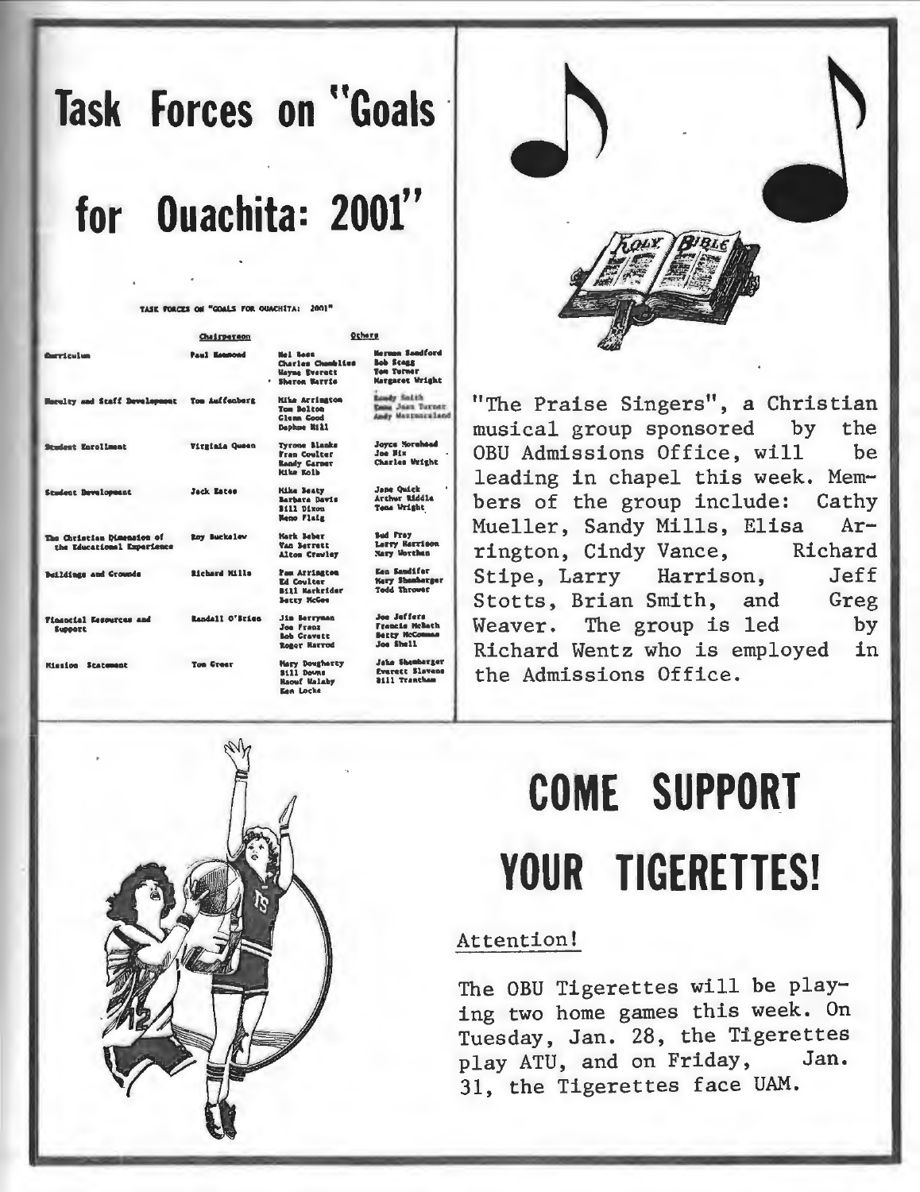# Task Forces on "Goals for Ouachita: 2001"

TASK FORCES ON "GOALS FOR OUACHITA: 2001"

| | Chairperson | Others | |
|---|---|---|---|
| Curriculum | Paul Hammond | Mel Ross<br>Charles Chambliss<br>Wayne Everett<br>Sharon Harris | Herman Sandford<br>Bob Stagg<br>Tom Turner<br>Margaret Wright |
| Faculty and Staff Development | Tom Auffenberg | Mike Arrington<br>Tom Bolton<br>Glenn Good<br>Daphne Hill | Randy Smith<br>Emma Jean Turner<br>Andy Westmoreland |
| Student Enrollment | Virginia Queen | Tyrone Blanks<br>Fran Coulter<br>Randy Garner<br>Mike Kolb | Joyce Morehead<br>Joe Nix<br>Charles Wright |
| Student Development | Jack Estes | Mike Beaty<br>Barbara Davis<br>Bill Dixon<br>Neno Flaig | Jane Quick<br>Arthur Riddle<br>Tona Wright |
| The Christian Dimension of the Educational Experience | Roy Buckelew | Mark Baber<br>Van Barrett<br>Alton Crawley | Bud Fray<br>Larry Harrison<br>Mary Worthen |
| Buildings and Grounds | Richard Mills | Pam Arrington<br>Ed Coulter<br>Bill Harkrider<br>Betty McGee | Ken Sandifer<br>Mary Shambarger<br>Todd Thrower |
| Financial Resources and Support | Randall O'Brien | Jim Berryman<br>Joe Franz<br>Bob Gravett<br>Roger Harrod | Joe Jeffers<br>Francis McBeth<br>Betty McCommas<br>Joe Shell |
| Mission Statement | Tom Greer | Mary Dougherty<br>Bill Downs<br>Raouf Halaby<br>Ken Locke | Jake Shambarger<br>Everett Slavens<br>Bill Trantham |

"The Praise Singers", a Christian musical group sponsored by the OBU Admissions Office, will be leading in chapel this week. Members of the group include: Cathy Mueller, Sandy Mills, Elisa Arrington, Cindy Vance, Richard Stipe, Larry Harrison, Jeff Stotts, Brian Smith, and Greg Weaver. The group is led by Richard Wentz who is employed in the Admissions Office.

# COME SUPPORT YOUR TIGERETTES!

Attention!

The OBU Tigerettes will be playing two home games this week. On Tuesday, Jan. 28, the Tigerettes play ATU, and on Friday, Jan. 31, the Tigerettes face UAM.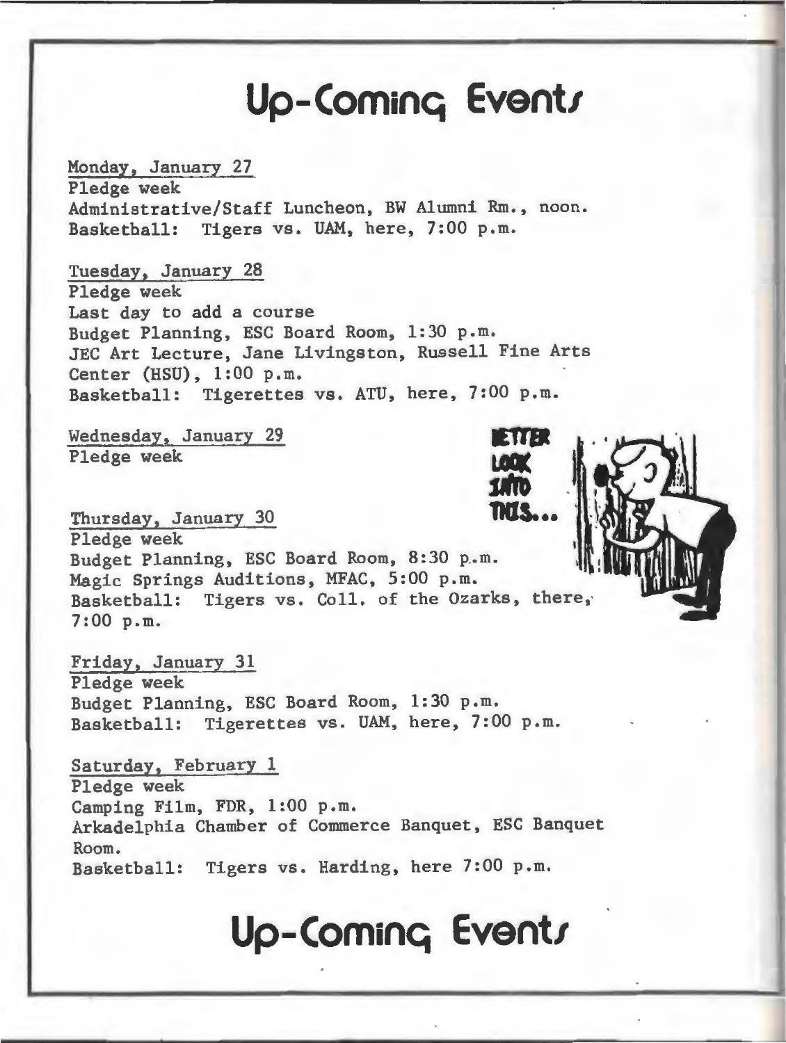# Up-Coming Events

Monday, January 27
Pledge week
Administrative/Staff Luncheon, BW Alumni Rm., noon.
Basketball: Tigers vs. UAM, here, 7:00 p.m.

Tuesday, January 28
Pledge week
Last day to add a course
Budget Planning, ESC Board Room, 1:30 p.m.
JEC Art Lecture, Jane Livingston, Russell Fine Arts Center (HSU), 1:00 p.m.
Basketball: Tigerettes vs. ATU, here, 7:00 p.m.

Wednesday, January 29
Pledge week

BETTER LOOK INTO THIS...

Thursday, January 30
Pledge week
Budget Planning, ESC Board Room, 8:30 p.m.
Magic Springs Auditions, MFAC, 5:00 p.m.
Basketball: Tigers vs. Coll. of the Ozarks, there, 7:00 p.m.

Friday, January 31
Pledge week
Budget Planning, ESC Board Room, 1:30 p.m.
Basketball: Tigerettes vs. UAM, here, 7:00 p.m.

Saturday, February 1
Pledge week
Camping Film, FDR, 1:00 p.m.
Arkadelphia Chamber of Commerce Banquet, ESC Banquet Room.
Basketball: Tigers vs. Harding, here 7:00 p.m.

# Up-Coming Events